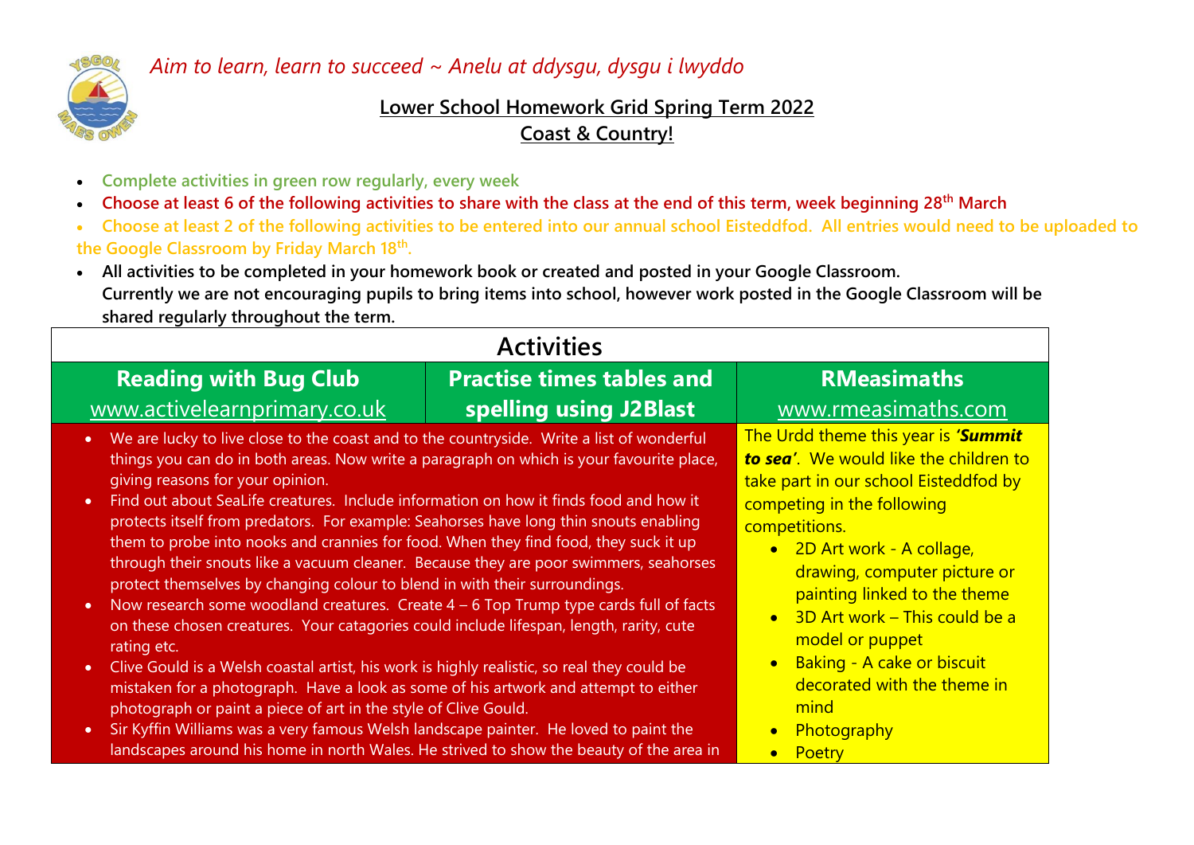*Aim to learn, learn to succeed ~ Anelu at ddysgu, dysgu i lwyddo*

## Lower School Homework Grid Spring Term 2022
## Coast & Country!

- **Complete activities in green row regularly, every week**
- **Choose at least 6 of the following activities to share with the class at the end of this term, week beginning 28th March**
- **Choose at least 2 of the following activities to be entered into our annual school Eisteddfod. All entries would need to be uploaded to the Google Classroom by Friday March 18th.**
- **All activities to be completed in your homework book or created and posted in your Google Classroom.**
  **Currently we are not encouraging pupils to bring items into school, however work posted in the Google Classroom will be shared regularly throughout the term.**

| Activities | | |
|---|---|---|
| **Reading with Bug Club** www.activelearnprimary.co.uk | **Practise times tables and spelling using J2Blast** | **RMeasimaths** www.rmeasimaths.com |
| • We are lucky to live close to the coast and to the countryside. Write a list of wonderful things you can do in both areas. Now write a paragraph on which is your favourite place, giving reasons for your opinion.<br>• Find out about SeaLife creatures. Include information on how it finds food and how it protects itself from predators. For example: Seahorses have long thin snouts enabling them to probe into nooks and crannies for food. When they find food, they suck it up through their snouts like a vacuum cleaner. Because they are poor swimmers, seahorses protect themselves by changing colour to blend in with their surroundings.<br>• Now research some woodland creatures. Create 4 – 6 Top Trump type cards full of facts on these chosen creatures. Your catagories could include lifespan, length, rarity, cute rating etc.<br>• Clive Gould is a Welsh coastal artist, his work is highly realistic, so real they could be mistaken for a photograph. Have a look as some of his artwork and attempt to either photograph or paint a piece of art in the style of Clive Gould.<br>• Sir Kyffin Williams was a very famous Welsh landscape painter. He loved to paint the landscapes around his home in north Wales. He strived to show the beauty of the area in | | The Urdd theme this year is ***'Summit to sea'***. We would like the children to take part in our school Eisteddfod by competing in the following competitions.<br>• 2D Art work - A collage, drawing, computer picture or painting linked to the theme<br>• 3D Art work – This could be a model or puppet<br>• Baking - A cake or biscuit decorated with the theme in mind<br>• Photography<br>• Poetry |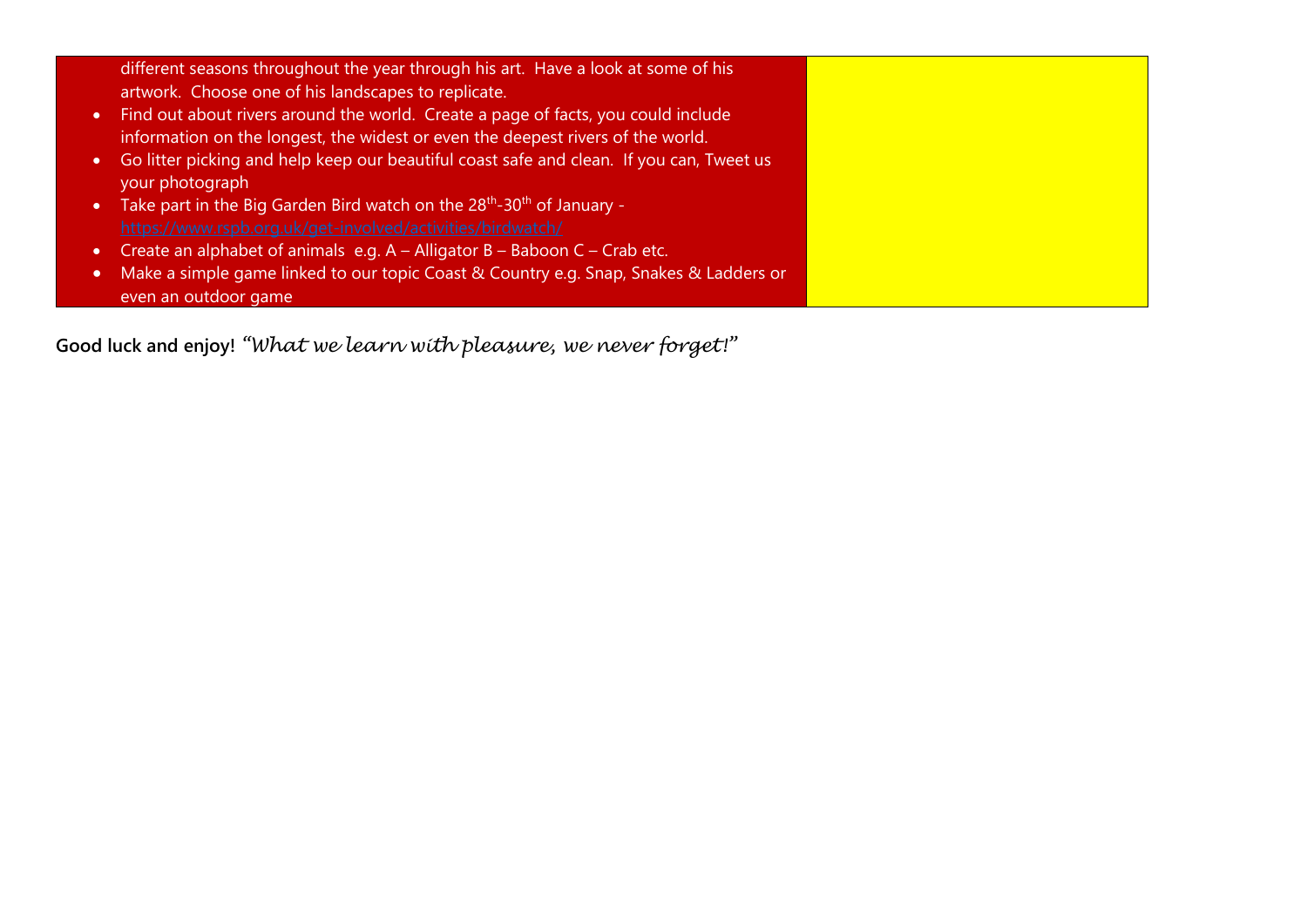| | |
|---|---|
| different seasons throughout the year through his art. Have a look at some of his artwork. Choose one of his landscapes to replicate.<br>• Find out about rivers around the world. Create a page of facts, you could include information on the longest, the widest or even the deepest rivers of the world.<br>• Go litter picking and help keep our beautiful coast safe and clean. If you can, Tweet us your photograph<br>• Take part in the Big Garden Bird watch on the 28th-30th of January - https://www.rspb.org.uk/get-involved/activities/birdwatch/<br>• Create an alphabet of animals e.g. A – Alligator B – Baboon C – Crab etc.<br>• Make a simple game linked to our topic Coast & Country e.g. Snap, Snakes & Ladders or even an outdoor game | |

**Good luck and enjoy!** *"What we learn with pleasure, we never forget!"*